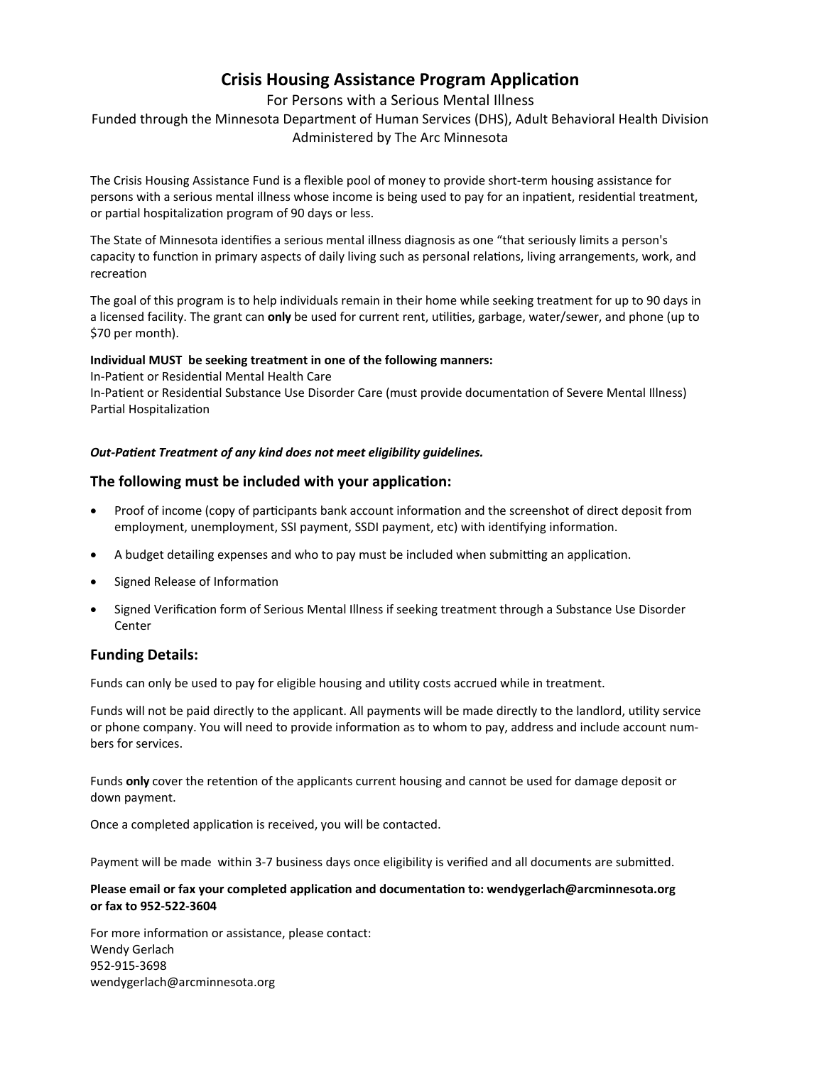# Crisis Housing Assistance Program Application

For Persons with a Serious Mental Illness
Funded through the Minnesota Department of Human Services (DHS), Adult Behavioral Health Division
Administered by The Arc Minnesota

The Crisis Housing Assistance Fund is a flexible pool of money to provide short-term housing assistance for persons with a serious mental illness whose income is being used to pay for an inpatient, residential treatment, or partial hospitalization program of 90 days or less.

The State of Minnesota identifies a serious mental illness diagnosis as one "that seriously limits a person's capacity to function in primary aspects of daily living such as personal relations, living arrangements, work, and recreation

The goal of this program is to help individuals remain in their home while seeking treatment for up to 90 days in a licensed facility. The grant can **only** be used for current rent, utilities, garbage, water/sewer, and phone (up to $70 per month).

**Individual MUST be seeking treatment in one of the following manners:**
In-Patient or Residential Mental Health Care
In-Patient or Residential Substance Use Disorder Care (must provide documentation of Severe Mental Illness)
Partial Hospitalization

***Out-Patient Treatment of any kind does not meet eligibility guidelines.***

## The following must be included with your application:

- Proof of income (copy of participants bank account information and the screenshot of direct deposit from employment, unemployment, SSI payment, SSDI payment, etc) with identifying information.
- A budget detailing expenses and who to pay must be included when submitting an application.
- Signed Release of Information
- Signed Verification form of Serious Mental Illness if seeking treatment through a Substance Use Disorder Center

## Funding Details:

Funds can only be used to pay for eligible housing and utility costs accrued while in treatment.

Funds will not be paid directly to the applicant. All payments will be made directly to the landlord, utility service or phone company. You will need to provide information as to whom to pay, address and include account numbers for services.

Funds **only** cover the retention of the applicants current housing and cannot be used for damage deposit or down payment.

Once a completed application is received, you will be contacted.

Payment will be made within 3-7 business days once eligibility is verified and all documents are submitted.

**Please email or fax your completed application and documentation to: wendygerlach@arcminnesota.org or fax to 952-522-3604**

For more information or assistance, please contact:
Wendy Gerlach
952-915-3698
wendygerlach@arcminnesota.org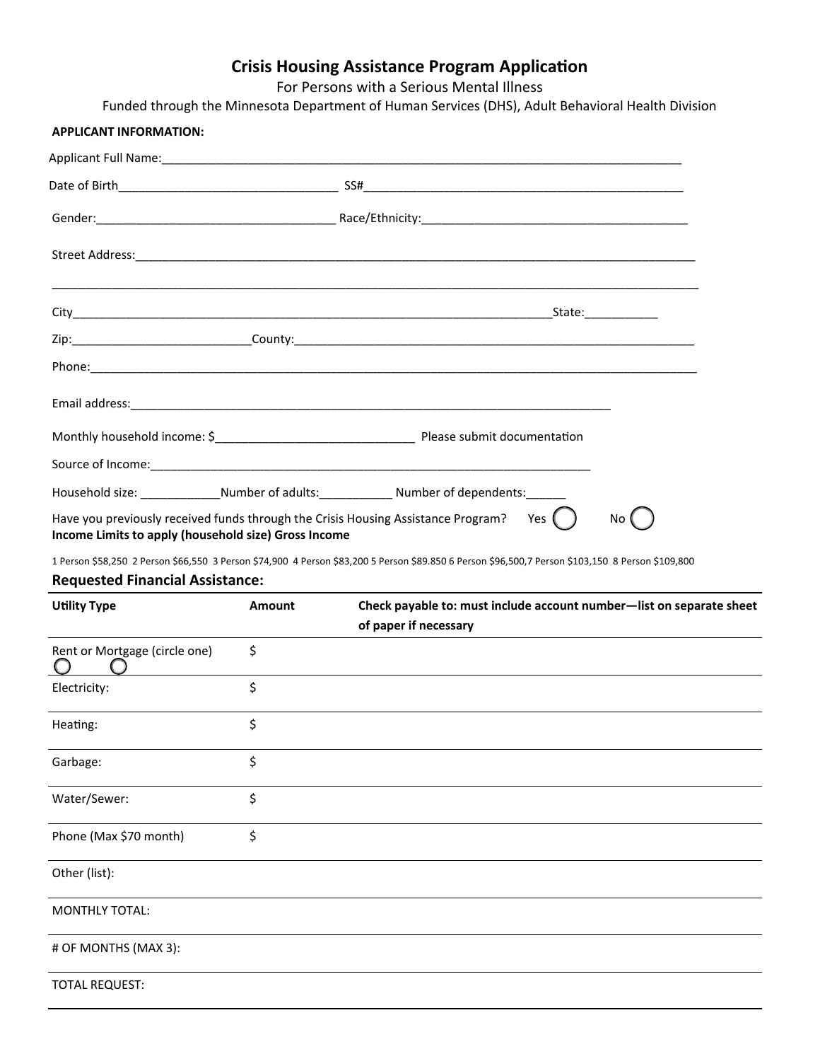# Crisis Housing Assistance Program Application

For Persons with a Serious Mental Illness

Funded through the Minnesota Department of Human Services (DHS), Adult Behavioral Health Division

**APPLICANT INFORMATION:**

Applicant Full Name:___________________________________________________________________________

Date of Birth_________________________________ SS#________________________________________________

Gender:____________________________________ Race/Ethnicity:________________________________________

Street Address:___________________________________________________________________________________

__________________________________________________________________________________________________

City__________________________________________________________________________State:___________

Zip:__________________________County:______________________________________________________________

Phone:_________________________________________________________________________________________

Email address:________________________________________________________________________

Monthly household income: $______________________________ Please submit documentation

Source of Income:_____________________________________________________________________

Household size: ____________Number of adults:___________ Number of dependents:______

Have you previously received funds through the Crisis Housing Assistance Program? Yes ◯ No ◯

**Income Limits to apply (household size) Gross Income**

1 Person $58,250 2 Person $66,550 3 Person $74,900 4 Person $83,200 5 Person $89.850 6 Person $96,500,7 Person $103,150 8 Person $109,800

## Requested Financial Assistance:

| Utility Type | Amount | Check payable to: must include account number—list on separate sheet of paper if necessary |
|---|---|---|
| Rent or Mortgage (circle one) ◯ ◯ | $ | |
| Electricity: | $ | |
| Heating: | $ | |
| Garbage: | $ | |
| Water/Sewer: | $ | |
| Phone (Max $70 month) | $ | |
| Other (list): | | |
| MONTHLY TOTAL: | | |
| # OF MONTHS (MAX 3): | | |
| TOTAL REQUEST: | | |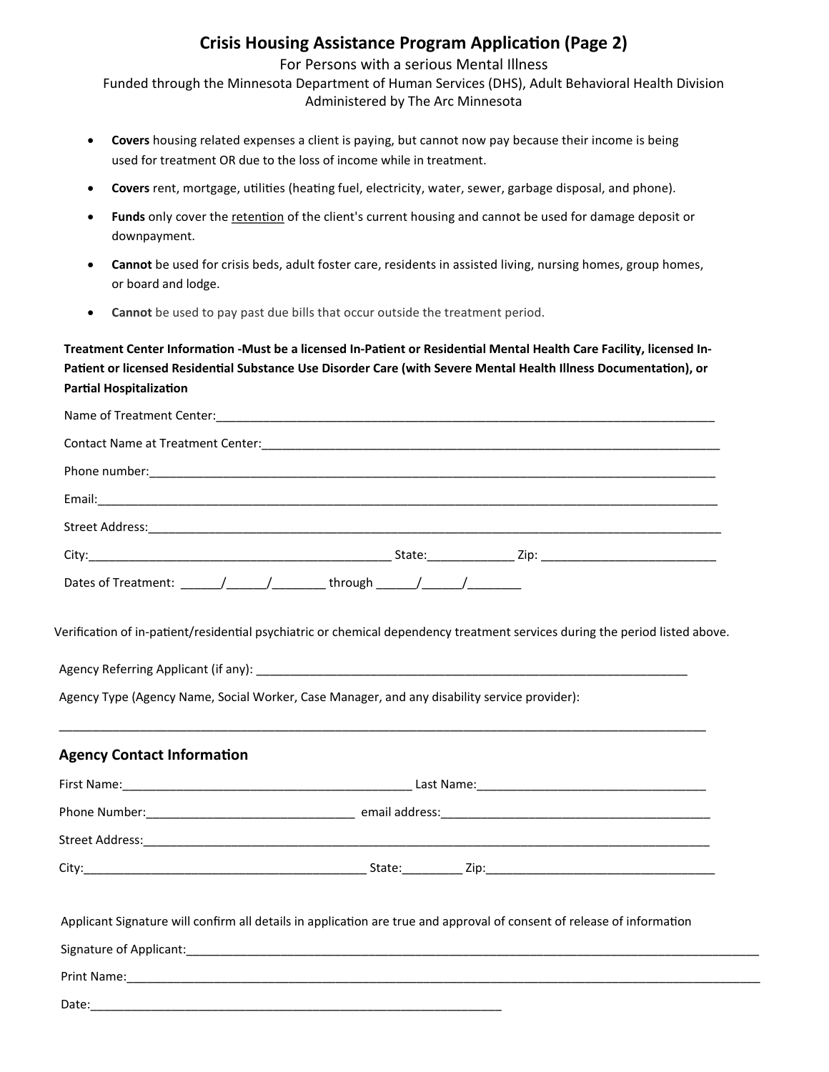# Crisis Housing Assistance Program Application (Page 2)

For Persons with a serious Mental Illness

Funded through the Minnesota Department of Human Services (DHS), Adult Behavioral Health Division

Administered by The Arc Minnesota

- **Covers** housing related expenses a client is paying, but cannot now pay because their income is being used for treatment OR due to the loss of income while in treatment.
- **Covers** rent, mortgage, utilities (heating fuel, electricity, water, sewer, garbage disposal, and phone).
- **Funds** only cover the retention of the client's current housing and cannot be used for damage deposit or downpayment.
- **Cannot** be used for crisis beds, adult foster care, residents in assisted living, nursing homes, group homes, or board and lodge.
- **Cannot** be used to pay past due bills that occur outside the treatment period.

**Treatment Center Information -Must be a licensed In-Patient or Residential Mental Health Care Facility, licensed In-Patient or licensed Residential Substance Use Disorder Care (with Severe Mental Health Illness Documentation), or Partial Hospitalization**

Name of Treatment Center:____________________________________________

Contact Name at Treatment Center:____________________________________________

Phone number:____________________________________________

Email:____________________________________________

Street Address:____________________________________________

City:______________________ State:__________ Zip: ______________

Dates of Treatment: ______/______/________ through ______/______/________

Verification of in-patient/residential psychiatric or chemical dependency treatment services during the period listed above.

Agency Referring Applicant (if any): ____________________________________________

Agency Type (Agency Name, Social Worker, Case Manager, and any disability service provider):

____________________________________________

## Agency Contact Information

First Name:______________________ Last Name:______________________

Phone Number:______________________ email address:______________________

Street Address:____________________________________________

City:______________________ State:__________ Zip:______________________

Applicant Signature will confirm all details in application are true and approval of consent of release of information

Signature of Applicant:____________________________________________

Print Name:____________________________________________

Date:______________________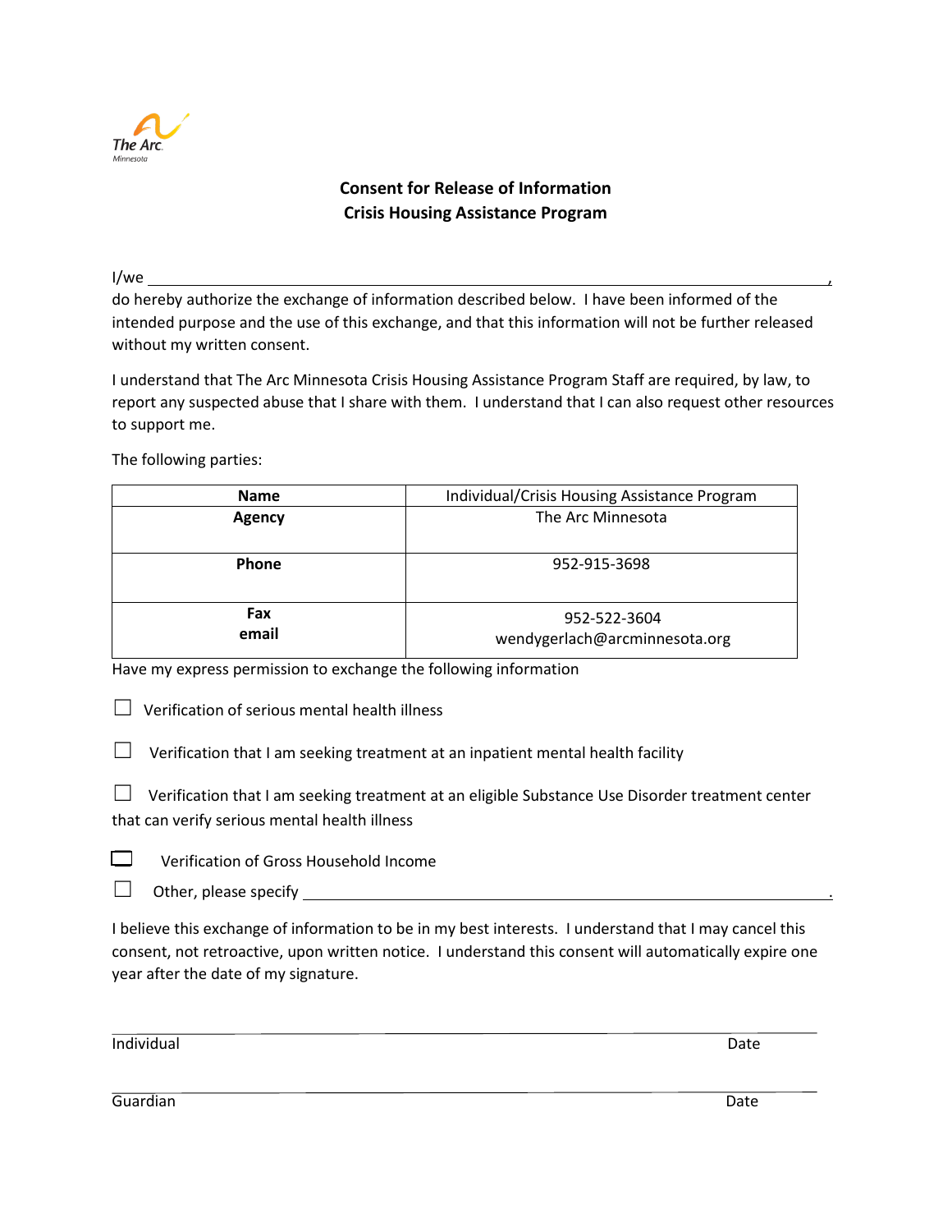The Arc Minnesota

## Consent for Release of Information
## Crisis Housing Assistance Program

I/we ______________________________________________________________________________,
do hereby authorize the exchange of information described below. I have been informed of the intended purpose and the use of this exchange, and that this information will not be further released without my written consent.

I understand that The Arc Minnesota Crisis Housing Assistance Program Staff are required, by law, to report any suspected abuse that I share with them. I understand that I can also request other resources to support me.

The following parties:

| **Name** | Individual/Crisis Housing Assistance Program |
|---|---|
| **Agency** | The Arc Minnesota |
| **Phone** | 952-915-3698 |
| **Fax**<br>**email** | 952-522-3604<br>wendygerlach@arcminnesota.org |

Have my express permission to exchange the following information

☐ Verification of serious mental health illness

☐ Verification that I am seeking treatment at an inpatient mental health facility

☐ Verification that I am seeking treatment at an eligible Substance Use Disorder treatment center that can verify serious mental health illness

☐ Verification of Gross Household Income

☐ Other, please specify ______________________________________________________________.

I believe this exchange of information to be in my best interests. I understand that I may cancel this consent, not retroactive, upon written notice. I understand this consent will automatically expire one year after the date of my signature.

_____________________________________________________________________________________
Individual Date

_____________________________________________________________________________________
Guardian Date